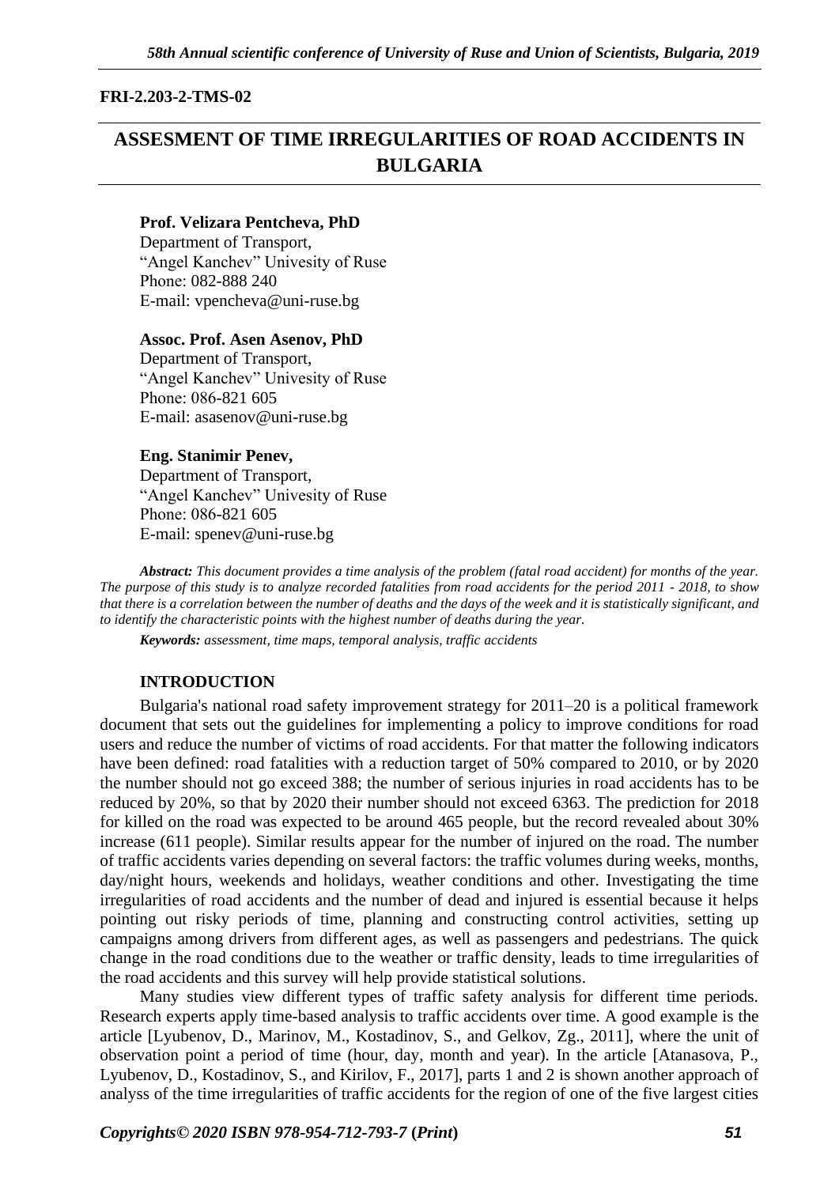FRI-2.203-2-TMS-02

# ASSESMENT OF TIME IRREGULARITIES OF ROAD ACCIDENTS IN BULGARIA

**Prof. Velizara Pentcheva, PhD**
Department of Transport,
"Angel Kanchev" Univesity of Ruse
Phone: 082-888 240
E-mail: vpencheva@uni-ruse.bg

**Assoc. Prof. Asen Asenov, PhD**
Department of Transport,
"Angel Kanchev" Univesity of Ruse
Phone: 086-821 605
E-mail: asasenov@uni-ruse.bg

**Eng. Stanimir Penev,**
Department of Transport,
"Angel Kanchev" Univesity of Ruse
Phone: 086-821 605
E-mail: spenev@uni-ruse.bg

***Abstract:*** *This document provides a time analysis of the problem (fatal road accident) for months of the year. The purpose of this study is to analyze recorded fatalities from road accidents for the period 2011 - 2018, to show that there is a correlation between the number of deaths and the days of the week and it is statistically significant, and to identify the characteristic points with the highest number of deaths during the year.*

***Keywords:*** *assessment, time maps, temporal analysis, traffic accidents*

## INTRODUCTION

Bulgaria's national road safety improvement strategy for 2011–20 is a political framework document that sets out the guidelines for implementing a policy to improve conditions for road users and reduce the number of victims of road accidents. For that matter the following indicators have been defined: road fatalities with a reduction target of 50% compared to 2010, or by 2020 the number should not go exceed 388; the number of serious injuries in road accidents has to be reduced by 20%, so that by 2020 their number should not exceed 6363. The prediction for 2018 for killed on the road was expected to be around 465 people, but the record revealed about 30% increase (611 people). Similar results appear for the number of injured on the road. The number of traffic accidents varies depending on several factors: the traffic volumes during weeks, months, day/night hours, weekends and holidays, weather conditions and other. Investigating the time irregularities of road accidents and the number of dead and injured is essential because it helps pointing out risky periods of time, planning and constructing control activities, setting up campaigns among drivers from different ages, as well as passengers and pedestrians. The quick change in the road conditions due to the weather or traffic density, leads to time irregularities of the road accidents and this survey will help provide statistical solutions.

Many studies view different types of traffic safety analysis for different time periods. Research experts apply time-based analysis to traffic accidents over time. A good example is the article [Lyubenov, D., Marinov, M., Kostadinov, S., and Gelkov, Zg., 2011], where the unit of observation point a period of time (hour, day, month and year). In the article [Atanasova, P., Lyubenov, D., Kostadinov, S., and Kirilov, F., 2017], parts 1 and 2 is shown another approach of analyss of the time irregularities of traffic accidents for the region of one of the five largest cities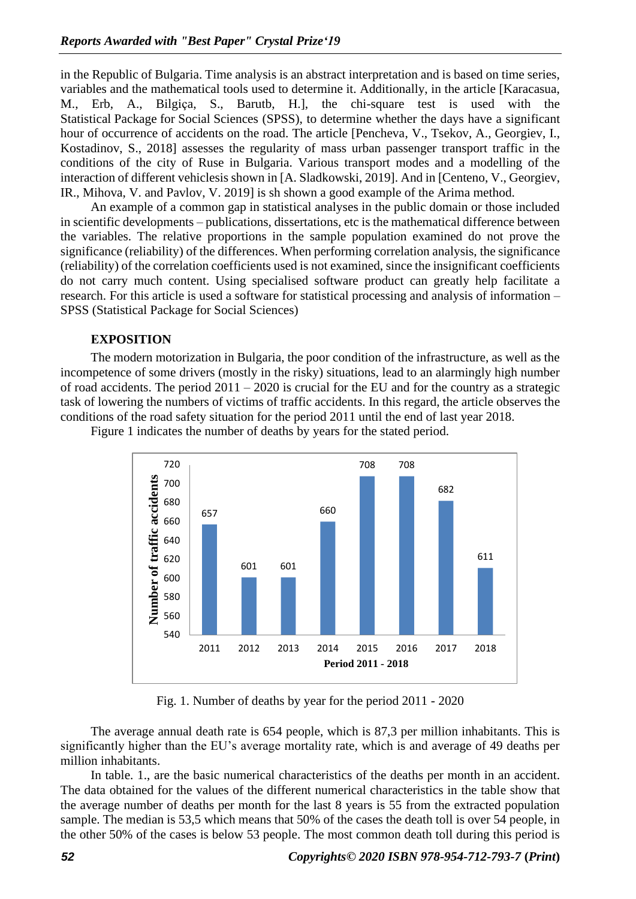in the Republic of Bulgaria. Time analysis is an abstract interpretation and is based on time series, variables and the mathematical tools used to determine it. Additionally, in the article [Karacasua, M., Erb, A., Bilgiça, S., Barutb, H.], the chi-square test is used with the Statistical Package for Social Sciences (SPSS), to determine whether the days have a significant hour of occurrence of accidents on the road. The article [Pencheva, V., Tsekov, A., Georgiev, I., Kostadinov, S., 2018] assesses the regularity of mass urban passenger transport traffic in the conditions of the city of Ruse in Bulgaria. Various transport modes and a modelling of the interaction of different vehiclesis shown in [A. Sladkowski, 2019]. And in [Centeno, V., Georgiev, IR., Mihova, V. and Pavlov, V. 2019] is sh shown a good example of the Arima method.

An example of a common gap in statistical analyses in the public domain or those included in scientific developments – publications, dissertations, etc is the mathematical difference between the variables. The relative proportions in the sample population examined do not prove the significance (reliability) of the differences. When performing correlation analysis, the significance (reliability) of the correlation coefficients used is not examined, since the insignificant coefficients do not carry much content. Using specialised software product can greatly help facilitate a research. For this article is used a software for statistical processing and analysis of information – SPSS (Statistical Package for Social Sciences)

## EXPOSITION

The modern motorization in Bulgaria, the poor condition of the infrastructure, as well as the incompetence of some drivers (mostly in the risky) situations, lead to an alarmingly high number of road accidents. The period 2011 – 2020 is crucial for the EU and for the country as a strategic task of lowering the numbers of victims of traffic accidents. In this regard, the article observes the conditions of the road safety situation for the period 2011 until the end of last year 2018.

Figure 1 indicates the number of deaths by years for the stated period.

| Period 2011 - 2018 | Number of traffic accidents |
|---|---|
| 2011 | 657 |
| 2012 | 601 |
| 2013 | 601 |
| 2014 | 660 |
| 2015 | 708 |
| 2016 | 708 |
| 2017 | 682 |
| 2018 | 611 |

Fig. 1. Number of deaths by year for the period 2011 - 2020

The average annual death rate is 654 people, which is 87,3 per million inhabitants. This is significantly higher than the EU's average mortality rate, which is and average of 49 deaths per million inhabitants.

In table. 1., are the basic numerical characteristics of the deaths per month in an accident. The data obtained for the values of the different numerical characteristics in the table show that the average number of deaths per month for the last 8 years is 55 from the extracted population sample. The median is 53,5 which means that 50% of the cases the death toll is over 54 people, in the other 50% of the cases is below 53 people. The most common death toll during this period is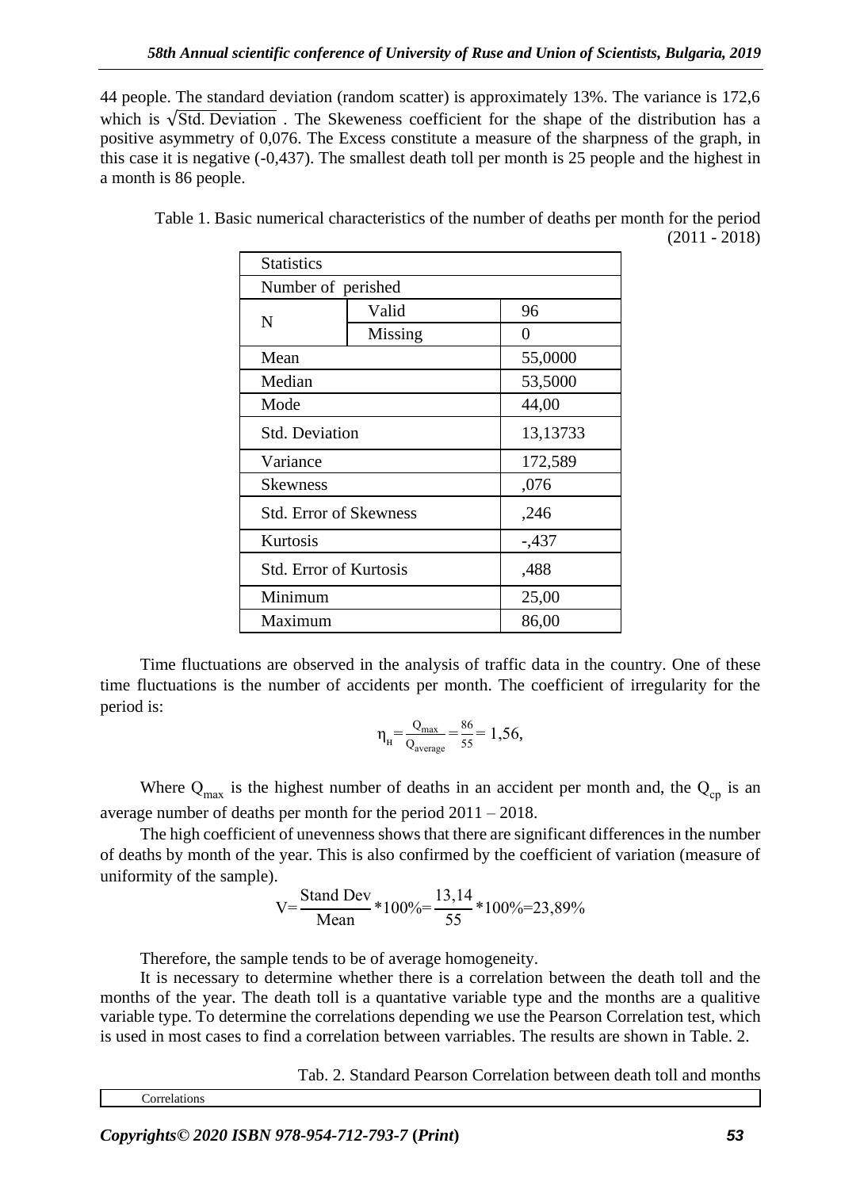44 people. The standard deviation (random scatter) is approximately 13%. The variance is 172,6 which is $\sqrt{\text{Std. Deviation}}$ . The Skeweness coefficient for the shape of the distribution has a positive asymmetry of 0,076. The Excess constitute a measure of the sharpness of the graph, in this case it is negative (-0,437). The smallest death toll per month is 25 people and the highest in a month is 86 people.

Table 1. Basic numerical characteristics of the number of deaths per month for the period (2011 - 2018)

| Statistics | | |
|---|---|---|
| Number of perished | | |
| N | Valid | 96 |
| | Missing | 0 |
| Mean | | 55,0000 |
| Median | | 53,5000 |
| Mode | | 44,00 |
| Std. Deviation | | 13,13733 |
| Variance | | 172,589 |
| Skewness | | ,076 |
| Std. Error of Skewness | | ,246 |
| Kurtosis | | -,437 |
| Std. Error of Kurtosis | | ,488 |
| Minimum | | 25,00 |
| Maximum | | 86,00 |

Time fluctuations are observed in the analysis of traffic data in the country. One of these time fluctuations is the number of accidents per month. The coefficient of irregularity for the period is:

$$\eta_{н} = \frac{Q_{max}}{Q_{average}} = \frac{86}{55} = 1{,}56,$$

Where $Q_{max}$ is the highest number of deaths in an accident per month and, the $Q_{cp}$ is an average number of deaths per month for the period 2011 – 2018.

The high coefficient of unevenness shows that there are significant differences in the number of deaths by month of the year. This is also confirmed by the coefficient of variation (measure of uniformity of the sample).

$$V = \frac{\text{Stand Dev}}{\text{Mean}} * 100\% = \frac{13{,}14}{55} * 100\% = 23{,}89\%$$

Therefore, the sample tends to be of average homogeneity.

It is necessary to determine whether there is a correlation between the death toll and the months of the year. The death toll is a quantative variable type and the months are a qualitive variable type. To determine the correlations depending we use the Pearson Correlation test, which is used in most cases to find a correlation between varriables. The results are shown in Table. 2.

Tab. 2. Standard Pearson Correlation between death toll and months

Correlations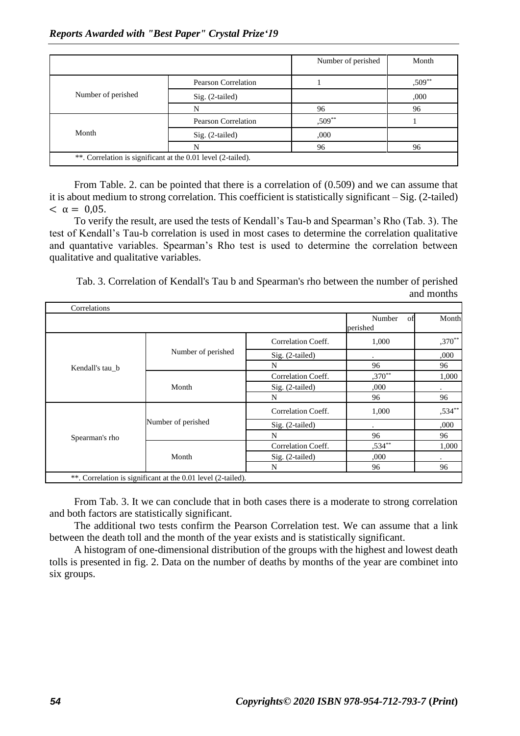| | | Number of perished | Month |
|---|---|---|---|
| Number of perished | Pearson Correlation | 1 | ,509** |
| | Sig. (2-tailed) | | ,000 |
| | N | 96 | 96 |
| Month | Pearson Correlation | ,509** | 1 |
| | Sig. (2-tailed) | ,000 | |
| | N | 96 | 96 |
| **. Correlation is significant at the 0.01 level (2-tailed). | | | |

From Table. 2. can be pointed that there is a correlation of (0.509) and we can assume that it is about medium to strong correlation. This coefficient is statistically significant – Sig. (2-tailed) $< \alpha = 0{,}05$.

To verify the result, are used the tests of Kendall's Tau-b and Spearman's Rho (Tab. 3). The test of Kendall's Tau-b correlation is used in most cases to determine the correlation qualitative and quantative variables. Spearman's Rho test is used to determine the correlation between qualitative and qualitative variables.

Tab. 3. Correlation of Kendall's Tau b and Spearman's rho between the number of perished and months

| Correlations | | | | |
|---|---|---|---|---|
| | | | Number of perished | Month |
| Kendall's tau_b | Number of perished | Correlation Coeff. | 1,000 | ,370** |
| | | Sig. (2-tailed) | . | ,000 |
| | | N | 96 | 96 |
| | Month | Correlation Coeff. | ,370** | 1,000 |
| | | Sig. (2-tailed) | ,000 | . |
| | | N | 96 | 96 |
| Spearman's rho | Number of perished | Correlation Coeff. | 1,000 | ,534** |
| | | Sig. (2-tailed) | . | ,000 |
| | | N | 96 | 96 |
| | Month | Correlation Coeff. | ,534** | 1,000 |
| | | Sig. (2-tailed) | ,000 | . |
| | | N | 96 | 96 |
| **. Correlation is significant at the 0.01 level (2-tailed). | | | | |

From Tab. 3. It we can conclude that in both cases there is a moderate to strong correlation and both factors are statistically significant.

The additional two tests confirm the Pearson Correlation test. We can assume that a link between the death toll and the month of the year exists and is statistically significant.

A histogram of one-dimensional distribution of the groups with the highest and lowest death tolls is presented in fig. 2. Data on the number of deaths by months of the year are combinet into six groups.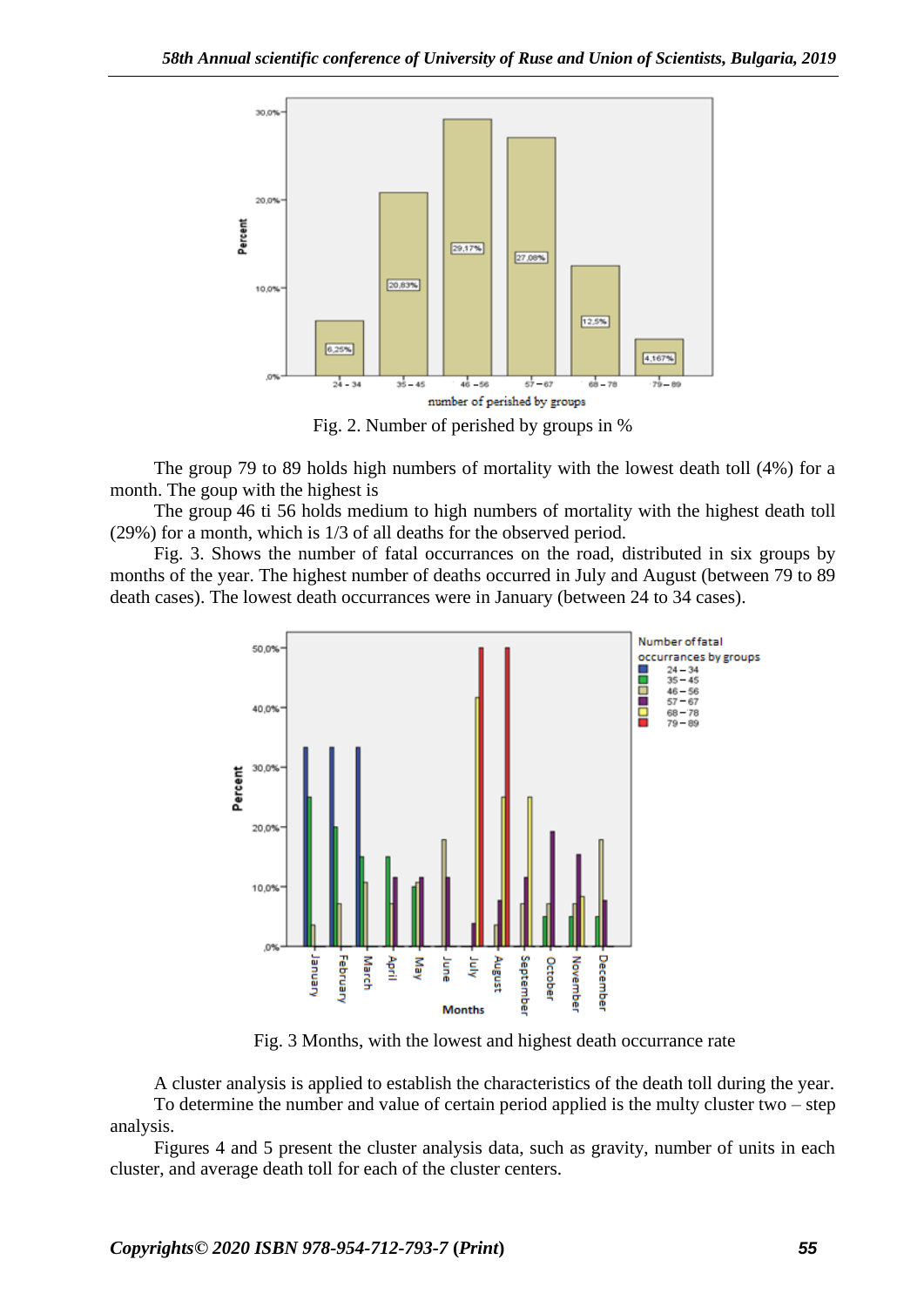Fig. 2. Number of perished by groups in %

The group 79 to 89 holds high numbers of mortality with the lowest death toll (4%) for a month. The goup with the highest is

The group 46 ti 56 holds medium to high numbers of mortality with the highest death toll (29%) for a month, which is 1/3 of all deaths for the observed period.

Fig. 3. Shows the number of fatal occurrances on the road, distributed in six groups by months of the year. The highest number of deaths occurred in July and August (between 79 to 89 death cases). The lowest death occurrances were in January (between 24 to 34 cases).

Fig. 3 Months, with the lowest and highest death occurrance rate

A cluster analysis is applied to establish the characteristics of the death toll during the year.

To determine the number and value of certain period applied is the multy cluster two – step analysis.

Figures 4 and 5 present the cluster analysis data, such as gravity, number of units in each cluster, and average death toll for each of the cluster centers.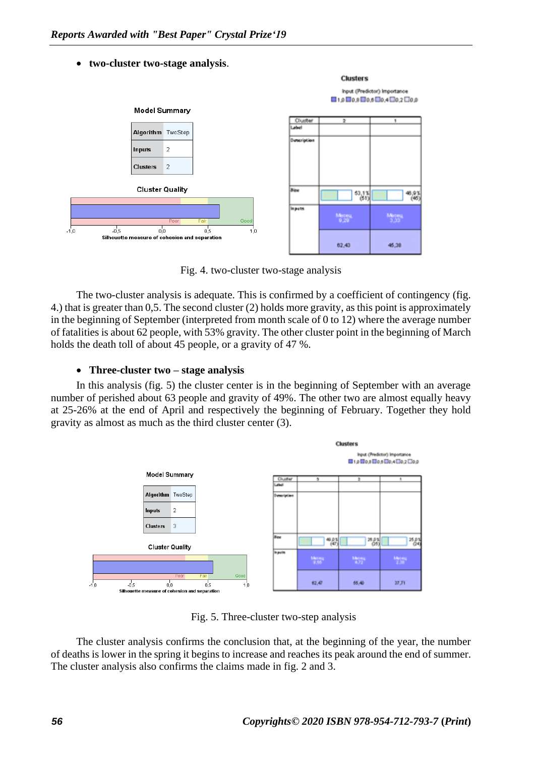- **two-cluster two-stage analysis**.

Fig. 4. two-cluster two-stage analysis

The two-cluster analysis is adequate. This is confirmed by a coefficient of contingency (fig. 4.) that is greater than 0,5. The second cluster (2) holds more gravity, as this point is approximately in the beginning of September (interpreted from month scale of 0 to 12) where the average number of fatalities is about 62 people, with 53% gravity. The other cluster point in the beginning of March holds the death toll of about 45 people, or a gravity of 47 %.

- **Three-cluster two – stage analysis**

In this analysis (fig. 5) the cluster center is in the beginning of September with an average number of perished about 63 people and gravity of 49%. The other two are almost equally heavy at 25-26% at the end of April and respectively the beginning of February. Together they hold gravity as almost as much as the third cluster center (3).

Fig. 5. Three-cluster two-step analysis

The cluster analysis confirms the conclusion that, at the beginning of the year, the number of deaths is lower in the spring it begins to increase and reaches its peak around the end of summer. The cluster analysis also confirms the claims made in fig. 2 and 3.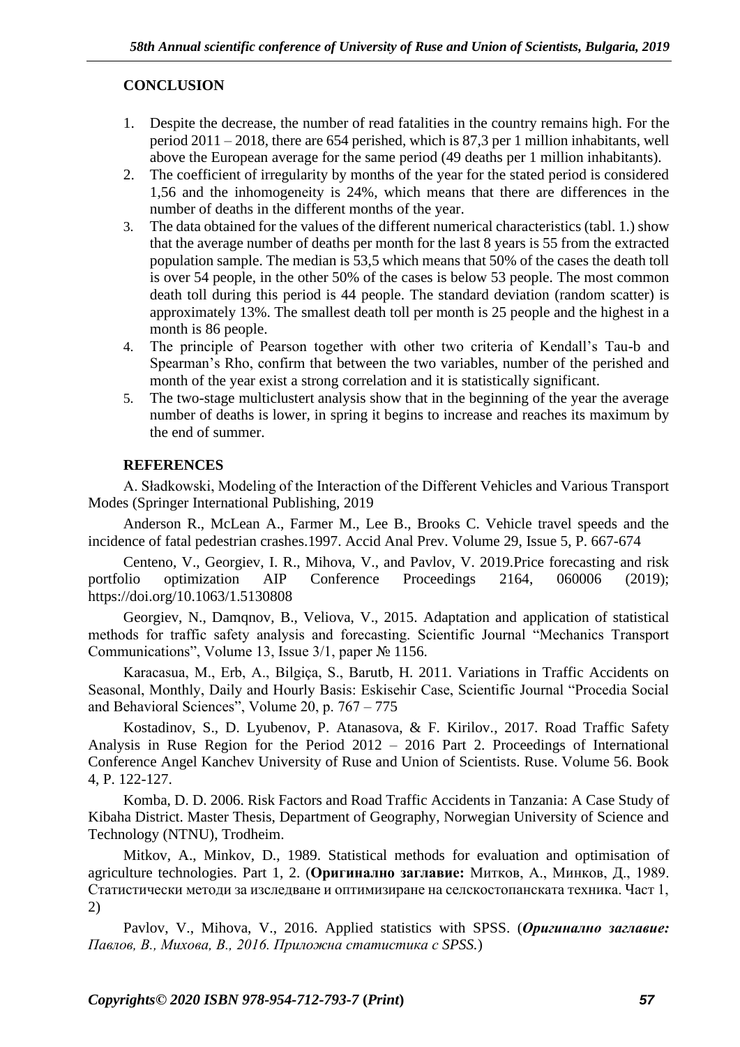## CONCLUSION

1. Despite the decrease, the number of read fatalities in the country remains high. For the period 2011 – 2018, there are 654 perished, which is 87,3 per 1 million inhabitants, well above the European average for the same period (49 deaths per 1 million inhabitants).
2. The coefficient of irregularity by months of the year for the stated period is considered 1,56 and the inhomogeneity is 24%, which means that there are differences in the number of deaths in the different months of the year.
3. The data obtained for the values of the different numerical characteristics (tabl. 1.) show that the average number of deaths per month for the last 8 years is 55 from the extracted population sample. The median is 53,5 which means that 50% of the cases the death toll is over 54 people, in the other 50% of the cases is below 53 people. The most common death toll during this period is 44 people. The standard deviation (random scatter) is approximately 13%. The smallest death toll per month is 25 people and the highest in a month is 86 people.
4. The principle of Pearson together with other two criteria of Kendall's Tau-b and Spearman's Rho, confirm that between the two variables, number of the perished and month of the year exist a strong correlation and it is statistically significant.
5. The two-stage multiclustert analysis show that in the beginning of the year the average number of deaths is lower, in spring it begins to increase and reaches its maximum by the end of summer.

## REFERENCES

A. Sładkowski, Modeling of the Interaction of the Different Vehicles and Various Transport Modes (Springer International Publishing, 2019

Anderson R., McLean A., Farmer M., Lee B., Brooks C. Vehicle travel speeds and the incidence of fatal pedestrian crashes.1997. Accid Anal Prev. Volume 29, Issue 5, P. 667-674

Centeno, V., Georgiev, I. R., Mihova, V., and Pavlov, V. 2019.Price forecasting and risk portfolio optimization AIP Conference Proceedings 2164, 060006 (2019); https://doi.org/10.1063/1.5130808

Georgiev, N., Damqnov, B., Veliova, V., 2015. Adaptation and application of statistical methods for traffic safety analysis and forecasting. Scientific Journal "Mechanics Transport Communications", Volume 13, Issue 3/1, paper № 1156.

Karacasua, M., Erb, A., Bilgiça, S., Barutb, H. 2011. Variations in Traffic Accidents on Seasonal, Monthly, Daily and Hourly Basis: Eskisehir Case, Scientific Journal "Procedia Social and Behavioral Sciences", Volume 20, p. 767 – 775

Kostadinov, S., D. Lyubenov, P. Atanasova, & F. Kirilov., 2017. Road Traffic Safety Analysis in Ruse Region for the Period 2012 – 2016 Part 2. Proceedings of International Conference Angel Kanchev University of Ruse and Union of Scientists. Ruse. Volume 56. Book 4, P. 122-127.

Komba, D. D. 2006. Risk Factors and Road Traffic Accidents in Tanzania: A Case Study of Kibaha District. Master Thesis, Department of Geography, Norwegian University of Science and Technology (NTNU), Trodheim.

Mitkov, A., Minkov, D., 1989. Statistical methods for evaluation and optimisation of agriculture technologies. Part 1, 2. (**Оригинално заглавие:** Митков, А., Минков, Д., 1989. Статистически методи за изследване и оптимизиране на селскостопанската техника. Част 1, 2)

Pavlov, V., Mihova, V., 2016. Applied statistics with SPSS. (***Оригинално заглавие:*** *Павлов, В., Михова, В., 2016. Приложна статистика с SPSS.*)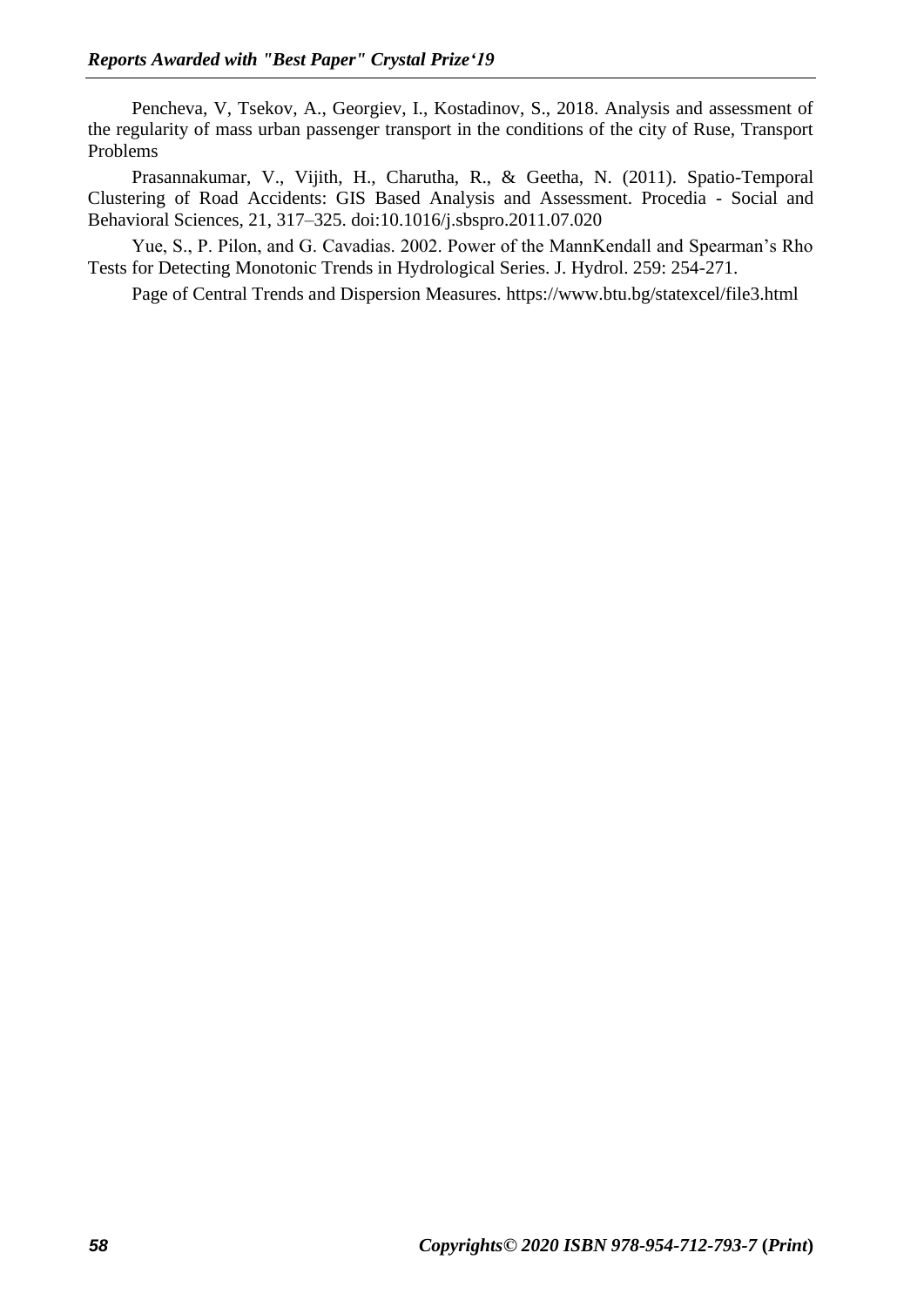Pencheva, V, Tsekov, A., Georgiev, I., Kostadinov, S., 2018. Analysis and assessment of the regularity of mass urban passenger transport in the conditions of the city of Ruse, Transport Problems

Prasannakumar, V., Vijith, H., Charutha, R., & Geetha, N. (2011). Spatio-Temporal Clustering of Road Accidents: GIS Based Analysis and Assessment. Procedia - Social and Behavioral Sciences, 21, 317–325. doi:10.1016/j.sbspro.2011.07.020

Yue, S., P. Pilon, and G. Cavadias. 2002. Power of the MannKendall and Spearman's Rho Tests for Detecting Monotonic Trends in Hydrological Series. J. Hydrol. 259: 254-271.

Page of Central Trends and Dispersion Measures. https://www.btu.bg/statexcel/file3.html